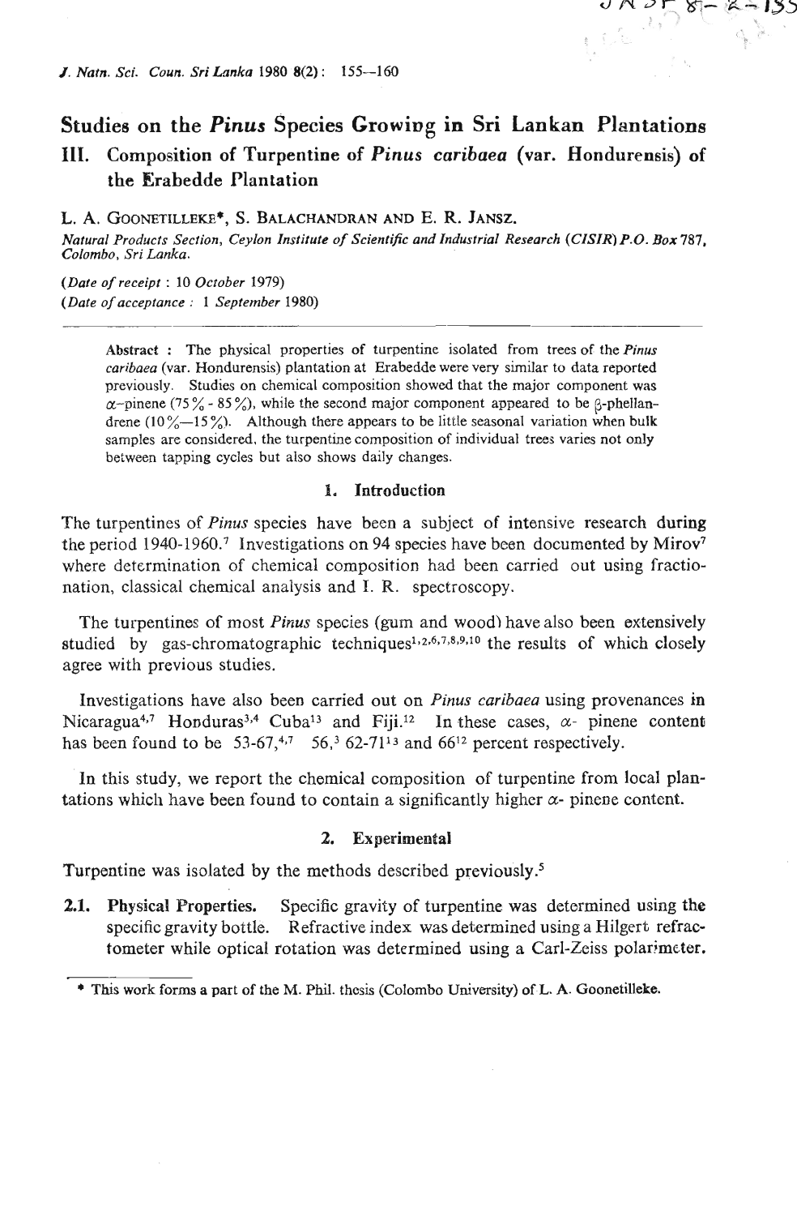# Studies on the *Pinus* Species Growing in Sri Lankan Plantations

## III. Composition of Turpentine of *Pinus caribaea* (var. Hondurensis) of the Erabedde Plantation

L. A. Goonetilleke*, S. Balachandran and E. R. Jansz.

*Natural Products Section, Ceylon Institute of Scientific and Industrial Research (CISIR) P.O. Box 787, Colombo, Sri Lanka.*

*(Date of receipt : 10 October 1979)*
*(Date of acceptance : 1 September 1980)*

---

**Abstract :** The physical properties of turpentine isolated from trees of the *Pinus caribaea* (var. Hondurensis) plantation at Erabedde were very similar to data reported previously. Studies on chemical composition showed that the major component was $\alpha$-pinene (75% - 85%), while the second major component appeared to be $\beta$-phellandrene (10%—15%). Although there appears to be little seasonal variation when bulk samples are considered, the turpentine composition of individual trees varies not only between tapping cycles but also shows daily changes.

### 1. Introduction

The turpentines of *Pinus* species have been a subject of intensive research during the period 1940-1960.[7] Investigations on 94 species have been documented by Mirov[7] where determination of chemical composition had been carried out using fractionation, classical chemical analysis and I. R. spectroscopy.

The turpentines of most *Pinus* species (gum and wood) have also been extensively studied by gas-chromatographic techniques[1,2,6,7,8,9,10] the results of which closely agree with previous studies.

Investigations have also been carried out on *Pinus caribaea* using provenances in Nicaragua[4,7] Honduras[3,4] Cuba[13] and Fiji.[12] In these cases, $\alpha$- pinene content has been found to be 53-67,[4,7] 56,[3] 62-71[13] and 66[12] percent respectively.

In this study, we report the chemical composition of turpentine from local plantations which have been found to contain a significantly higher $\alpha$- pinene content.

### 2. Experimental

Turpentine was isolated by the methods described previously.[5]

**2.1. Physical Properties.** Specific gravity of turpentine was determined using the specific gravity bottle. Refractive index was determined using a Hilgert refractometer while optical rotation was determined using a Carl-Zeiss polarimeter.

---

\* This work forms a part of the M. Phil. thesis (Colombo University) of L. A. Goonetilleke.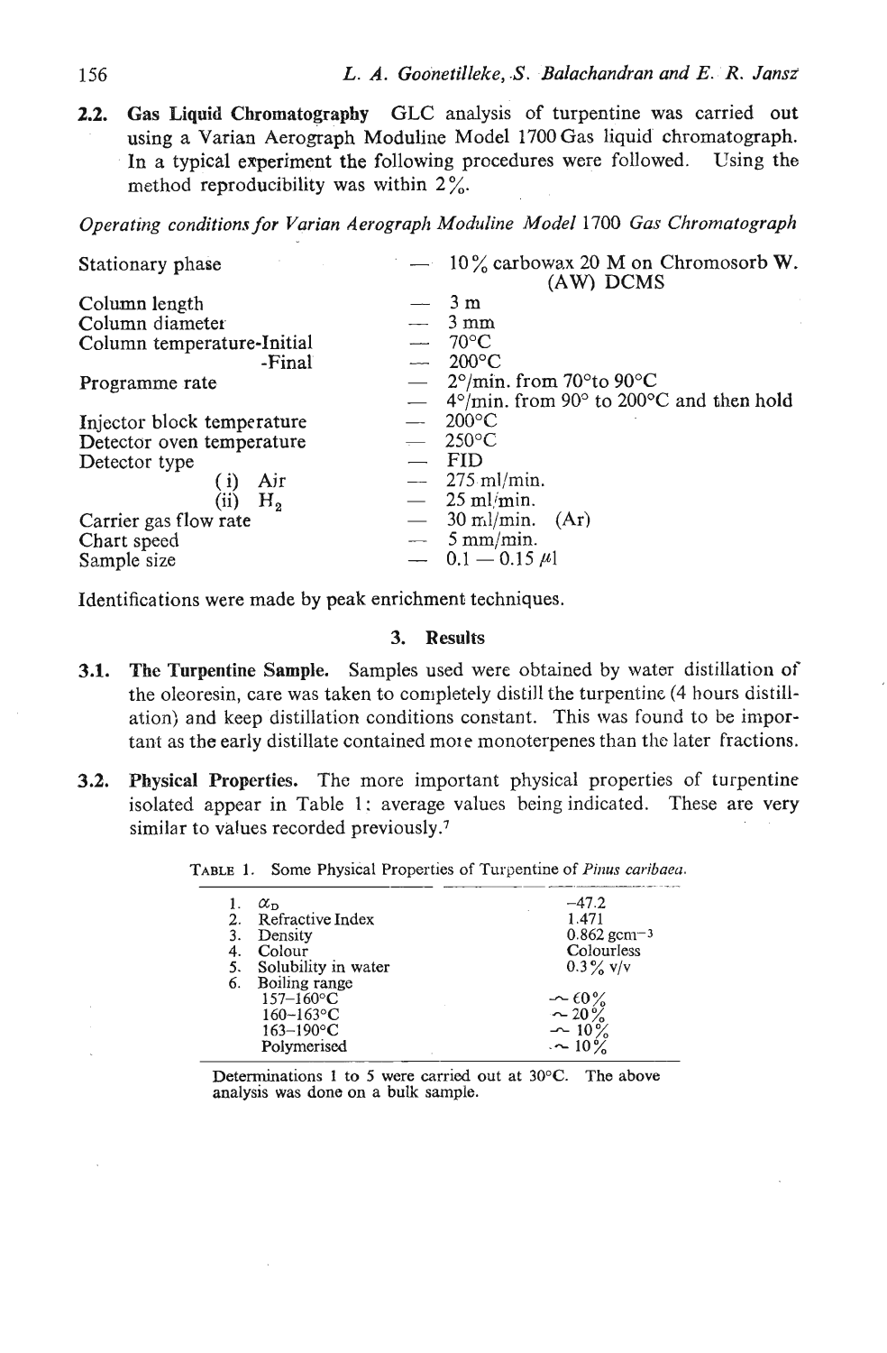**2.2. Gas Liquid Chromatography** GLC analysis of turpentine was carried out using a Varian Aerograph Moduline Model 1700 Gas liquid chromatograph. In a typical experiment the following procedures were followed. Using the method reproducibility was within 2%.

*Operating conditions for Varian Aerograph Moduline Model 1700 Gas Chromatograph*

| | | |
|---|---|---|
| Stationary phase | — | 10% carbowax 20 M on Chromosorb W. (AW) DCMS |
| Column length | — | 3 m |
| Column diameter | — | 3 mm |
| Column temperature-Initial | — | 70°C |
| -Final | — | 200°C |
| Programme rate | — | 2°/min. from 70°to 90°C |
| | — | 4°/min. from 90° to 200°C and then hold |
| Injector block temperature | — | 200°C |
| Detector oven temperature | — | 250°C |
| Detector type | — | FID |
| (i) Air | — | 275 ml/min. |
| (ii) $H_2$ | — | 25 ml/min. |
| Carrier gas flow rate | — | 30 ml/min. (Ar) |
| Chart speed | — | 5 mm/min. |
| Sample size | — | 0.1 — 0.15 $\mu$l |

Identifications were made by peak enrichment techniques.

## 3. Results

**3.1. The Turpentine Sample.** Samples used were obtained by water distillation of the oleoresin, care was taken to completely distill the turpentine (4 hours distillation) and keep distillation conditions constant. This was found to be important as the early distillate contained more monoterpenes than the later fractions.

**3.2. Physical Properties.** The more important physical properties of turpentine isolated appear in Table 1: average values being indicated. These are very similar to values recorded previously.[7]

TABLE 1. Some Physical Properties of Turpentine of *Pinus caribaea*.

| | |
|---|---|
| 1. $\alpha_D$ | −47.2 |
| 2. Refractive Index | 1.471 |
| 3. Density | 0.862 $gcm^{-3}$ |
| 4. Colour | Colourless |
| 5. Solubility in water | 0.3% v/v |
| 6. Boiling range | |
| 157–160°C | ~ 60% |
| 160–163°C | ~ 20% |
| 163–190°C | ~ 10% |
| Polymerised | ~ 10% |

Determinations 1 to 5 were carried out at 30°C. The above analysis was done on a bulk sample.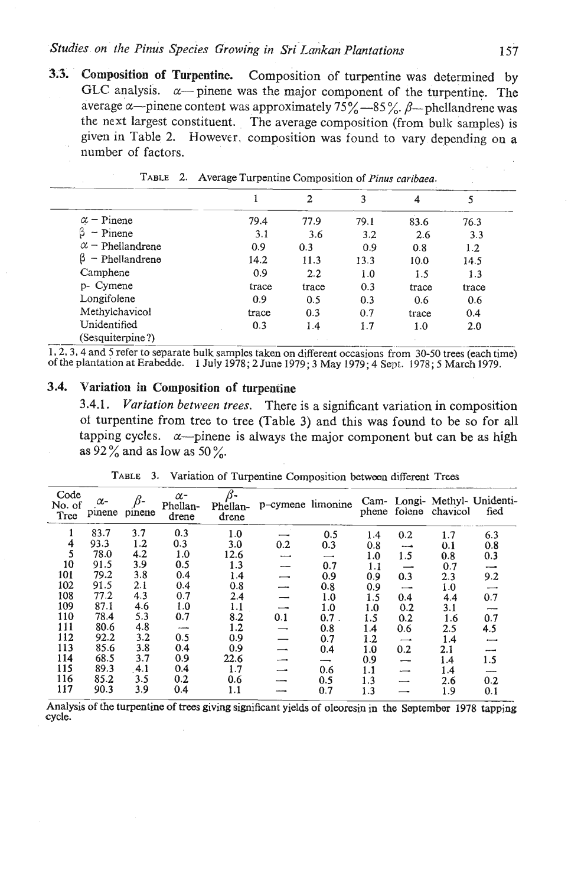**3.3. Composition of Turpentine.** Composition of turpentine was determined by GLC analysis. α—pinene was the major component of the turpentine. The average α—pinene content was approximately 75%—85%. β—phellandrene was the next largest constituent. The average composition (from bulk samples) is given in Table 2. However, composition was found to vary depending on a number of factors.

TABLE 2. Average Turpentine Composition of *Pinus caribaea*.

| | 1 | 2 | 3 | 4 | 5 |
|---|---|---|---|---|---|
| α – Pinene | 79.4 | 77.9 | 79.1 | 83.6 | 76.3 |
| β – Pinene | 3.1 | 3.6 | 3.2 | 2.6 | 3.3 |
| α – Phellandrene | 0.9 | 0.3 | 0.9 | 0.8 | 1.2 |
| β – Phellandrene | 14.2 | 11.3 | 13.3 | 10.0 | 14.5 |
| Camphene | 0.9 | 2.2 | 1.0 | 1.5 | 1.3 |
| p- Cymene | trace | trace | 0.3 | trace | trace |
| Longifolene | 0.9 | 0.5 | 0.3 | 0.6 | 0.6 |
| Methylchavicol | trace | 0.3 | 0.7 | trace | 0.4 |
| Unidentified (Sesquiterpine?) | 0.3 | 1.4 | 1.7 | 1.0 | 2.0 |

1, 2, 3, 4 and 5 refer to separate bulk samples taken on different occasions from 30-50 trees (each time) of the plantation at Erabedde. 1 July 1978; 2 June 1979; 3 May 1979; 4 Sept. 1978; 5 March 1979.

### 3.4. Variation in Composition of turpentine

3.4.1. *Variation between trees.* There is a significant variation in composition of turpentine from tree to tree (Table 3) and this was found to be so for all tapping cycles. α—pinene is always the major component but can be as high as 92% and as low as 50%.

TABLE 3. Variation of Turpentine Composition between different Trees

| Code No. of Tree | α-pinene | β-pinene | α-Phellandrene | β-Phellandrene | p–cymene | limonine | Camphene | Longifolene | Methylchavicol | Unidentified |
|---|---|---|---|---|---|---|---|---|---|---|
| 1 | 83.7 | 3.7 | 0.3 | 1.0 | — | 0.5 | 1.4 | 0.2 | 1.7 | 6.3 |
| 4 | 93.3 | 1.2 | 0.3 | 3.0 | 0.2 | 0.3 | 0.8 | — | 0.1 | 0.8 |
| 5 | 78.0 | 4.2 | 1.0 | 12.6 | — | — | 1.0 | 1.5 | 0.8 | 0.3 |
| 10 | 91.5 | 3.9 | 0.5 | 1.3 | — | 0.7 | 1.1 | — | 0.7 | — |
| 101 | 79.2 | 3.8 | 0.4 | 1.4 | — | 0.9 | 0.9 | 0.3 | 2.3 | 9.2 |
| 102 | 91.5 | 2.1 | 0.4 | 0.8 | — | 0.8 | 0.9 | — | 1.0 | — |
| 108 | 77.2 | 4.3 | 0.7 | 2.4 | — | 1.0 | 1.5 | 0.4 | 4.4 | 0.7 |
| 109 | 87.1 | 4.6 | 1.0 | 1.1 | — | 1.0 | 1.0 | 0.2 | 3.1 | — |
| 110 | 78.4 | 5.3 | 0.7 | 8.2 | 0.1 | 0.7 | 1.5 | 0.2 | 1.6 | 0.7 |
| 111 | 80.6 | 4.8 | — | 1.2 | — | 0.8 | 1.4 | 0.6 | 2.5 | 4.5 |
| 112 | 92.2 | 3.2 | 0.5 | 0.9 | — | 0.7 | 1.2 | — | 1.4 | — |
| 113 | 85.6 | 3.8 | 0.4 | 0.9 | — | 0.4 | 1.0 | 0.2 | 2.1 | — |
| 114 | 68.5 | 3.7 | 0.9 | 22.6 | — | — | 0.9 | — | 1.4 | 1.5 |
| 115 | 89.3 | 4.1 | 0.4 | 1.7 | — | 0.6 | 1.1 | — | 1.4 | — |
| 116 | 85.2 | 3.5 | 0.2 | 0.6 | — | 0.5 | 1.3 | — | 2.6 | 0.2 |
| 117 | 90.3 | 3.9 | 0.4 | 1.1 | — | 0.7 | 1.3 | — | 1.9 | 0.1 |

Analysis of the turpentine of trees giving significant yields of oleoresin in the September 1978 tapping cycle.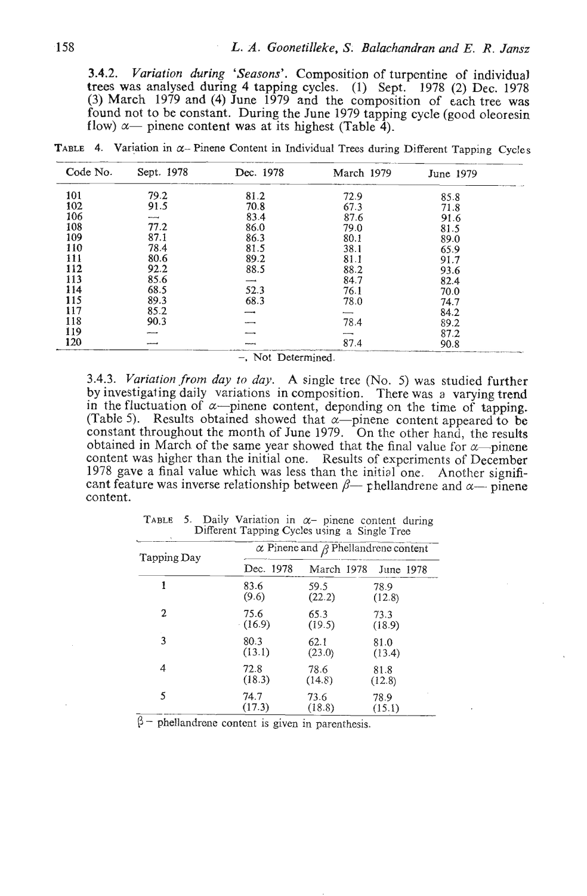3.4.2. *Variation during 'Seasons'*. Composition of turpentine of individual trees was analysed during 4 tapping cycles. (1) Sept. 1978 (2) Dec. 1978 (3) March 1979 and (4) June 1979 and the composition of each tree was found not to be constant. During the June 1979 tapping cycle (good oleoresin flow) $\alpha$— pinene content was at its highest (Table 4).

TABLE 4. Variation in $\alpha$- Pinene Content in Individual Trees during Different Tapping Cycles

| Code No. | Sept. 1978 | Dec. 1978 | March 1979 | June 1979 |
|---|---|---|---|---|
| 101 | 79.2 | 81.2 | 72.9 | 85.8 |
| 102 | 91.5 | 70.8 | 67.3 | 71.8 |
| 106 | — | 83.4 | 87.6 | 91.6 |
| 108 | 77.2 | 86.0 | 79.0 | 81.5 |
| 109 | 87.1 | 86.3 | 80.1 | 89.0 |
| 110 | 78.4 | 81.5 | 38.1 | 65.9 |
| 111 | 80.6 | 89.2 | 81.1 | 91.7 |
| 112 | 92.2 | 88.5 | 88.2 | 93.6 |
| 113 | 85.6 | — | 84.7 | 82.4 |
| 114 | 68.5 | 52.3 | 76.1 | 70.0 |
| 115 | 89.3 | 68.3 | 78.0 | 74.7 |
| 117 | 85.2 | — | — | 84.2 |
| 118 | 90.3 | — | 78.4 | 89.2 |
| 119 | — | — | — | 87.2 |
| 120 | — | — | 87.4 | 90.8 |

—, Not Determined.

3.4.3. *Variation from day to day*. A single tree (No. 5) was studied further by investigating daily variations in composition. There was a varying trend in the fluctuation of $\alpha$—pinene content, depending on the time of tapping. (Table 5). Results obtained showed that $\alpha$—pinene content appeared to be constant throughout the month of June 1979. On the other hand, the results obtained in March of the same year showed that the final value for $\alpha$—pinene content was higher than the initial one. Results of experiments of December 1978 gave a final value which was less than the initial one. Another significant feature was inverse relationship between $\beta$— phellandrene and $\alpha$— pinene content.

TABLE 5. Daily Variation in $\alpha$- pinene content during Different Tapping Cycles using a Single Tree

| Tapping Day | $\alpha$ Pinene and $\beta$ Phellandrene content | | |
|---|---|---|---|
| | Dec. 1978 | March 1978 | June 1978 |
| 1 | 83.6 (9.6) | 59.5 (22.2) | 78.9 (12.8) |
| 2 | 75.6 (16.9) | 65.3 (19.5) | 73.3 (18.9) |
| 3 | 80.3 (13.1) | 62.1 (23.0) | 81.0 (13.4) |
| 4 | 72.8 (18.3) | 78.6 (14.8) | 81.8 (12.8) |
| 5 | 74.7 (17.3) | 73.6 (18.8) | 78.9 (15.1) |

$\beta$— phellandrene content is given in parenthesis.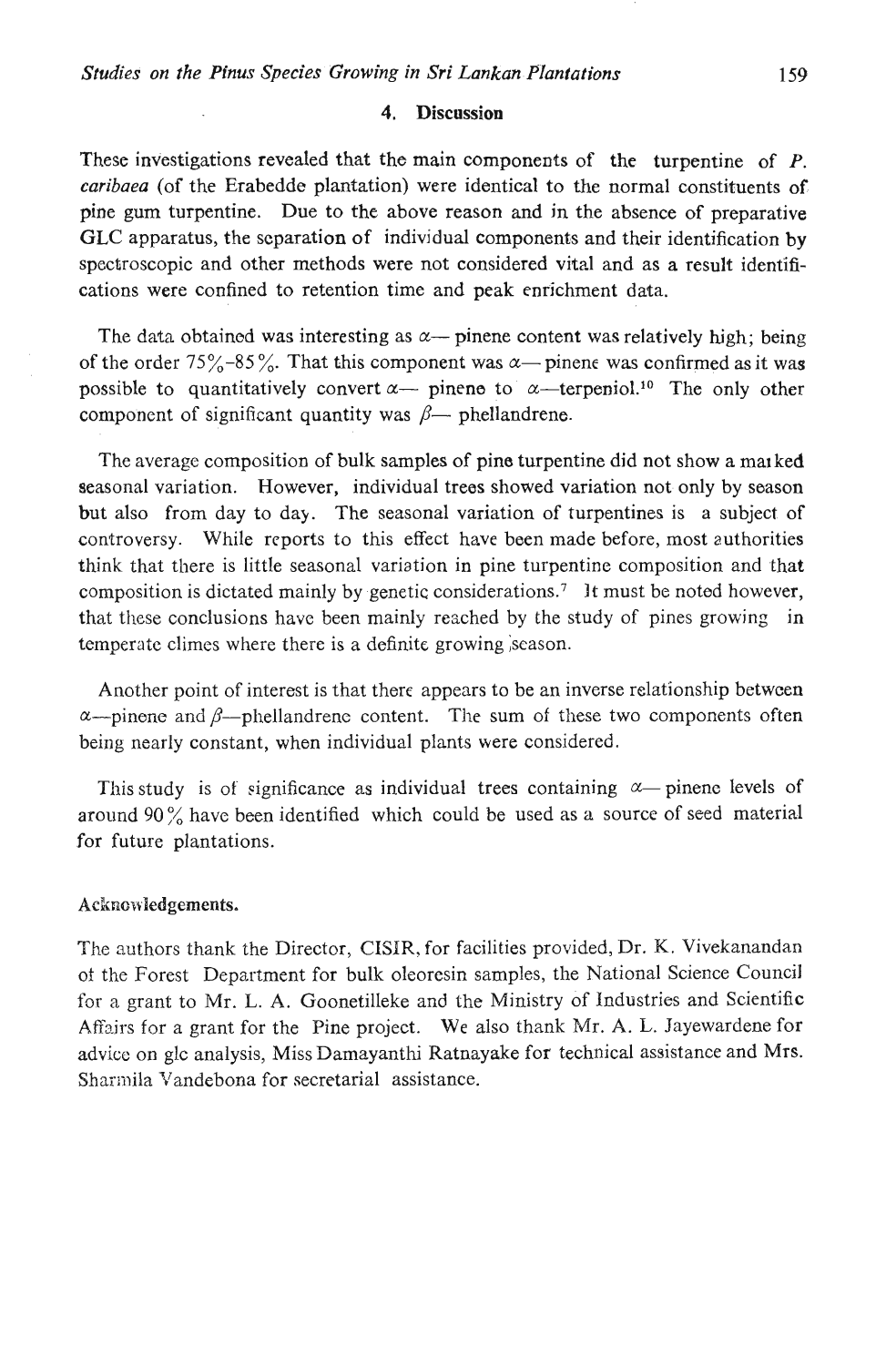## 4. Discussion

These investigations revealed that the main components of the turpentine of *P. caribaea* (of the Erabedde plantation) were identical to the normal constituents of pine gum turpentine. Due to the above reason and in the absence of preparative GLC apparatus, the separation of individual components and their identification by spectroscopic and other methods were not considered vital and as a result identifications were confined to retention time and peak enrichment data.

The data obtained was interesting as $\alpha$— pinene content was relatively high; being of the order 75%–85%. That this component was $\alpha$— pinene was confirmed as it was possible to quantitatively convert $\alpha$— pinene to $\alpha$—terpeniol.[10] The only other component of significant quantity was $\beta$— phellandrene.

The average composition of bulk samples of pine turpentine did not show a marked seasonal variation. However, individual trees showed variation not only by season but also from day to day. The seasonal variation of turpentines is a subject of controversy. While reports to this effect have been made before, most authorities think that there is little seasonal variation in pine turpentine composition and that composition is dictated mainly by genetic considerations.[7] It must be noted however, that these conclusions have been mainly reached by the study of pines growing in temperate climes where there is a definite growing season.

Another point of interest is that there appears to be an inverse relationship between $\alpha$—pinene and $\beta$—phellandrene content. The sum of these two components often being nearly constant, when individual plants were considered.

This study is of significance as individual trees containing $\alpha$— pinene levels of around 90% have been identified which could be used as a source of seed material for future plantations.

### Acknowledgements.

The authors thank the Director, CISIR, for facilities provided, Dr. K. Vivekanandan of the Forest Department for bulk oleoresin samples, the National Science Council for a grant to Mr. L. A. Goonetilleke and the Ministry of Industries and Scientific Affairs for a grant for the Pine project. We also thank Mr. A. L. Jayewardene for advice on glc analysis, Miss Damayanthi Ratnayake for technical assistance and Mrs. Sharmila Vandebona for secretarial assistance.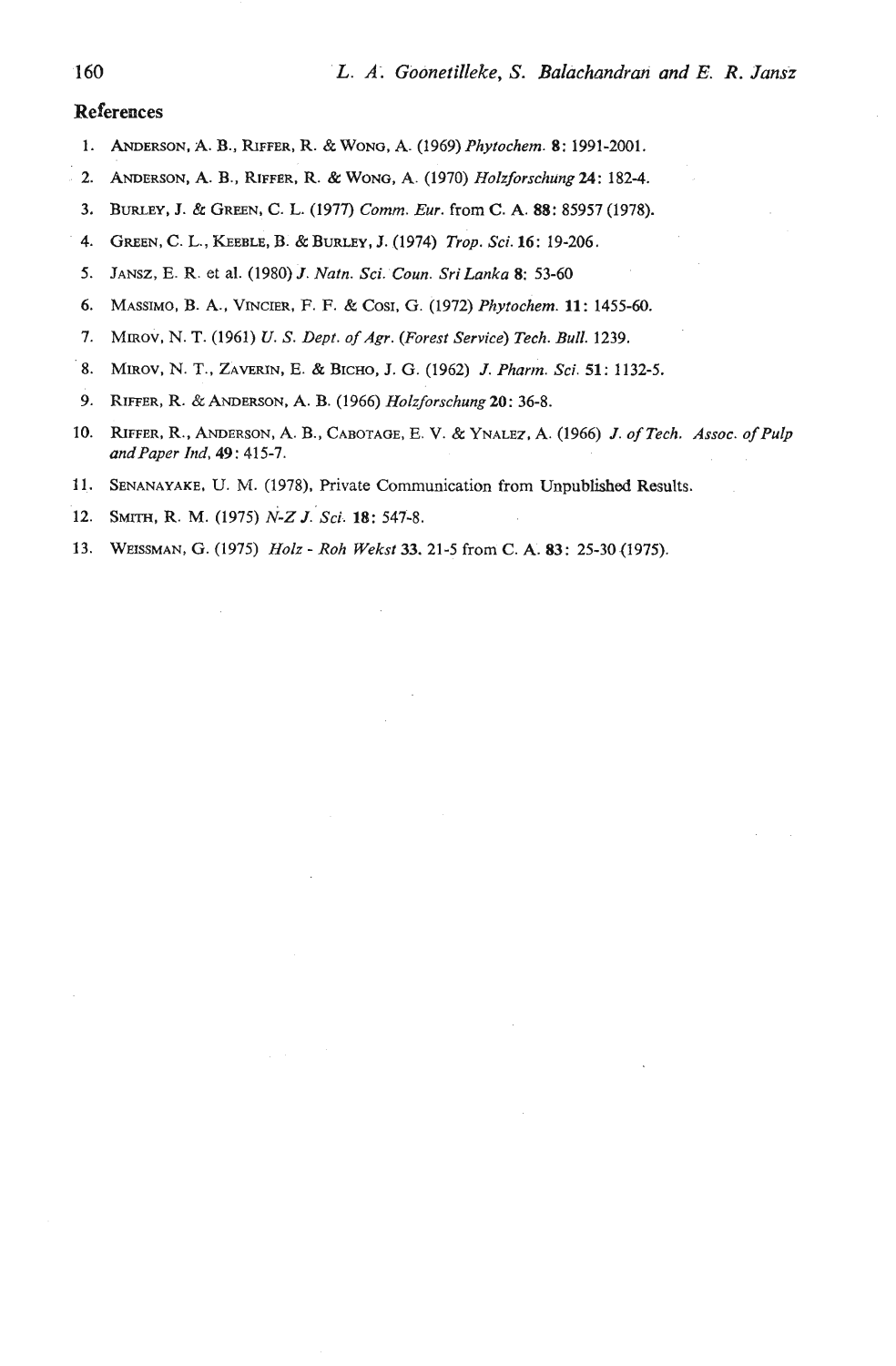## References

1. ANDERSON, A. B., RIFFER, R. & WONG, A. (1969) *Phytochem.* **8**: 1991-2001.
2. ANDERSON, A. B., RIFFER, R. & WONG, A. (1970) *Holzforschung* **24**: 182-4.
3. BURLEY, J. & GREEN, C. L. (1977) *Comm. Eur.* from C. A. **88**: 85957 (1978).
4. GREEN, C. L., KEEBLE, B. & BURLEY, J. (1974) *Trop. Sci.* **16**: 19-206.
5. JANSZ, E. R. et al. (1980) *J. Natn. Sci. Coun. Sri Lanka* **8**: 53-60
6. MASSIMO, B. A., VINCIER, F. F. & COSI, G. (1972) *Phytochem.* **11**: 1455-60.
7. MIROV, N. T. (1961) *U. S. Dept. of Agr. (Forest Service) Tech. Bull.* 1239.
8. MIROV, N. T., ZAVERIN, E. & BICHO, J. G. (1962) *J. Pharm. Sci.* **51**: 1132-5.
9. RIFFER, R. & ANDERSON, A. B. (1966) *Holzforschung* **20**: 36-8.
10. RIFFER, R., ANDERSON, A. B., CABOTAGE, E. V. & YNALEZ, A. (1966) *J. of Tech. Assoc. of Pulp and Paper Ind,* **49**: 415-7.
11. SENANAYAKE, U. M. (1978), Private Communication from Unpublished Results.
12. SMITH, R. M. (1975) *N-Z J. Sci.* **18**: 547-8.
13. WEISSMAN, G. (1975) *Holz - Roh Wekst* **33.** 21-5 from C. A. **83**: 25-30 (1975).